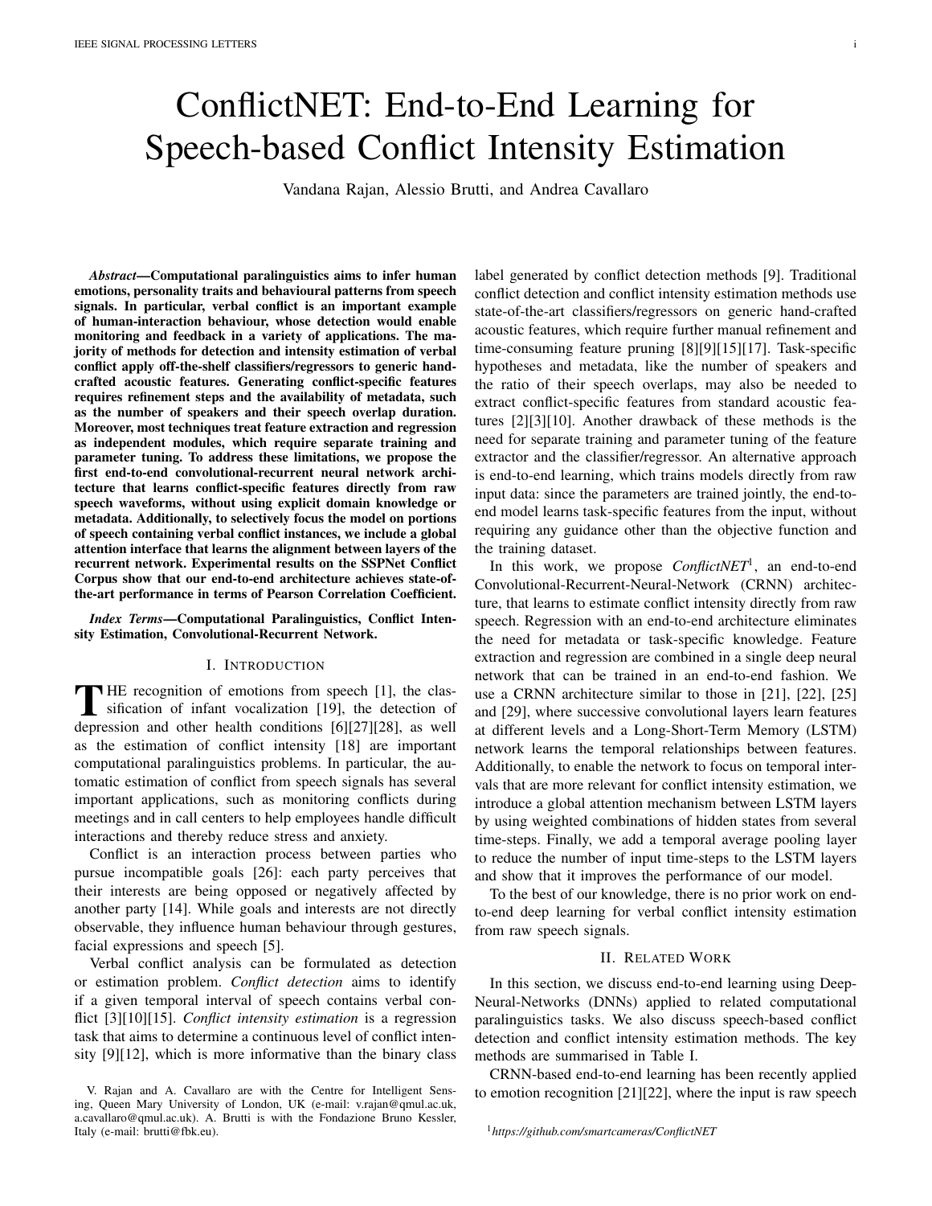# ConflictNET: End-to-End Learning for Speech-based Conflict Intensity Estimation

Vandana Rajan, Alessio Brutti, and Andrea Cavallaro

***Abstract*—Computational paralinguistics aims to infer human emotions, personality traits and behavioural patterns from speech signals. In particular, verbal conflict is an important example of human-interaction behaviour, whose detection would enable monitoring and feedback in a variety of applications. The majority of methods for detection and intensity estimation of verbal conflict apply off-the-shelf classifiers/regressors to generic hand-crafted acoustic features. Generating conflict-specific features requires refinement steps and the availability of metadata, such as the number of speakers and their speech overlap duration. Moreover, most techniques treat feature extraction and regression as independent modules, which require separate training and parameter tuning. To address these limitations, we propose the first end-to-end convolutional-recurrent neural network architecture that learns conflict-specific features directly from raw speech waveforms, without using explicit domain knowledge or metadata. Additionally, to selectively focus the model on portions of speech containing verbal conflict instances, we include a global attention interface that learns the alignment between layers of the recurrent network. Experimental results on the SSPNet Conflict Corpus show that our end-to-end architecture achieves state-of-the-art performance in terms of Pearson Correlation Coefficient.**

***Index Terms*—Computational Paralinguistics, Conflict Intensity Estimation, Convolutional-Recurrent Network.**

## I. Introduction

The recognition of emotions from speech [1], the classification of infant vocalization [19], the detection of depression and other health conditions [6][27][28], as well as the estimation of conflict intensity [18] are important computational paralinguistics problems. In particular, the automatic estimation of conflict from speech signals has several important applications, such as monitoring conflicts during meetings and in call centers to help employees handle difficult interactions and thereby reduce stress and anxiety.

Conflict is an interaction process between parties who pursue incompatible goals [26]: each party perceives that their interests are being opposed or negatively affected by another party [14]. While goals and interests are not directly observable, they influence human behaviour through gestures, facial expressions and speech [5].

Verbal conflict analysis can be formulated as detection or estimation problem. *Conflict detection* aims to identify if a given temporal interval of speech contains verbal conflict [3][10][15]. *Conflict intensity estimation* is a regression task that aims to determine a continuous level of conflict intensity [9][12], which is more informative than the binary class label generated by conflict detection methods [9]. Traditional conflict detection and conflict intensity estimation methods use state-of-the-art classifiers/regressors on generic hand-crafted acoustic features, which require further manual refinement and time-consuming feature pruning [8][9][15][17]. Task-specific hypotheses and metadata, like the number of speakers and the ratio of their speech overlaps, may also be needed to extract conflict-specific features from standard acoustic features [2][3][10]. Another drawback of these methods is the need for separate training and parameter tuning of the feature extractor and the classifier/regressor. An alternative approach is end-to-end learning, which trains models directly from raw input data: since the parameters are trained jointly, the end-to-end model learns task-specific features from the input, without requiring any guidance other than the objective function and the training dataset.

In this work, we propose *ConflictNET*[1], an end-to-end Convolutional-Recurrent-Neural-Network (CRNN) architecture, that learns to estimate conflict intensity directly from raw speech. Regression with an end-to-end architecture eliminates the need for metadata or task-specific knowledge. Feature extraction and regression are combined in a single deep neural network that can be trained in an end-to-end fashion. We use a CRNN architecture similar to those in [21], [22], [25] and [29], where successive convolutional layers learn features at different levels and a Long-Short-Term Memory (LSTM) network learns the temporal relationships between features. Additionally, to enable the network to focus on temporal intervals that are more relevant for conflict intensity estimation, we introduce a global attention mechanism between LSTM layers by using weighted combinations of hidden states from several time-steps. Finally, we add a temporal average pooling layer to reduce the number of input time-steps to the LSTM layers and show that it improves the performance of our model.

To the best of our knowledge, there is no prior work on end-to-end deep learning for verbal conflict intensity estimation from raw speech signals.

## II. Related Work

In this section, we discuss end-to-end learning using Deep-Neural-Networks (DNNs) applied to related computational paralinguistics tasks. We also discuss speech-based conflict detection and conflict intensity estimation methods. The key methods are summarised in Table I.

CRNN-based end-to-end learning has been recently applied to emotion recognition [21][22], where the input is raw speech

V. Rajan and A. Cavallaro are with the Centre for Intelligent Sensing, Queen Mary University of London, UK (e-mail: v.rajan@qmul.ac.uk, a.cavallaro@qmul.ac.uk). A. Brutti is with the Fondazione Bruno Kessler, Italy (e-mail: brutti@fbk.eu).

[1] *https://github.com/smartcameras/ConflictNET*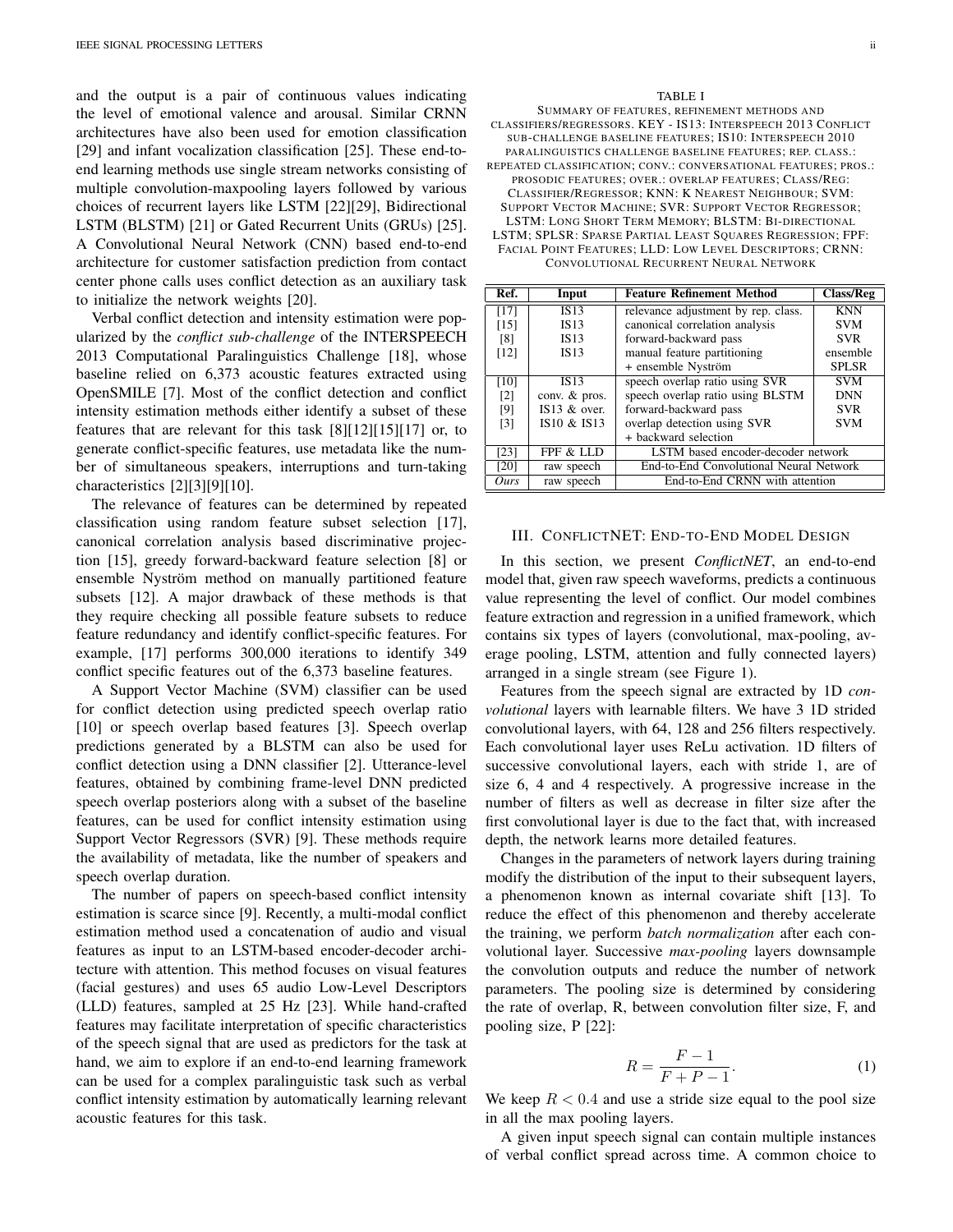and the output is a pair of continuous values indicating the level of emotional valence and arousal. Similar CRNN architectures have also been used for emotion classification [29] and infant vocalization classification [25]. These end-to-end learning methods use single stream networks consisting of multiple convolution-maxpooling layers followed by various choices of recurrent layers like LSTM [22][29], Bidirectional LSTM (BLSTM) [21] or Gated Recurrent Units (GRUs) [25]. A Convolutional Neural Network (CNN) based end-to-end architecture for customer satisfaction prediction from contact center phone calls uses conflict detection as an auxiliary task to initialize the network weights [20].

Verbal conflict detection and intensity estimation were popularized by the *conflict sub-challenge* of the INTERSPEECH 2013 Computational Paralinguistics Challenge [18], whose baseline relied on 6,373 acoustic features extracted using OpenSMILE [7]. Most of the conflict detection and conflict intensity estimation methods either identify a subset of these features that are relevant for this task [8][12][15][17] or, to generate conflict-specific features, use metadata like the number of simultaneous speakers, interruptions and turn-taking characteristics [2][3][9][10].

The relevance of features can be determined by repeated classification using random feature subset selection [17], canonical correlation analysis based discriminative projection [15], greedy forward-backward feature selection [8] or ensemble Nyström method on manually partitioned feature subsets [12]. A major drawback of these methods is that they require checking all possible feature subsets to reduce feature redundancy and identify conflict-specific features. For example, [17] performs 300,000 iterations to identify 349 conflict specific features out of the 6,373 baseline features.

A Support Vector Machine (SVM) classifier can be used for conflict detection using predicted speech overlap ratio [10] or speech overlap based features [3]. Speech overlap predictions generated by a BLSTM can also be used for conflict detection using a DNN classifier [2]. Utterance-level features, obtained by combining frame-level DNN predicted speech overlap posteriors along with a subset of the baseline features, can be used for conflict intensity estimation using Support Vector Regressors (SVR) [9]. These methods require the availability of metadata, like the number of speakers and speech overlap duration.

The number of papers on speech-based conflict intensity estimation is scarce since [9]. Recently, a multi-modal conflict estimation method used a concatenation of audio and visual features as input to an LSTM-based encoder-decoder architecture with attention. This method focuses on visual features (facial gestures) and uses 65 audio Low-Level Descriptors (LLD) features, sampled at 25 Hz [23]. While hand-crafted features may facilitate interpretation of specific characteristics of the speech signal that are used as predictors for the task at hand, we aim to explore if an end-to-end learning framework can be used for a complex paralinguistic task such as verbal conflict intensity estimation by automatically learning relevant acoustic features for this task.

TABLE I
SUMMARY OF FEATURES, REFINEMENT METHODS AND CLASSIFIERS/REGRESSORS. KEY - IS13: INTERSPEECH 2013 CONFLICT SUB-CHALLENGE BASELINE FEATURES; IS10: INTERSPEECH 2010 PARALINGUISTICS CHALLENGE BASELINE FEATURES; REP. CLASS.: REPEATED CLASSIFICATION; CONV.: CONVERSATIONAL FEATURES; PROS.: PROSODIC FEATURES; OVER.: OVERLAP FEATURES; CLASS/REG: CLASSIFIER/REGRESSOR; KNN: K NEAREST NEIGHBOUR; SVM: SUPPORT VECTOR MACHINE; SVR: SUPPORT VECTOR REGRESSOR; LSTM: LONG SHORT TERM MEMORY; BLSTM: BI-DIRECTIONAL LSTM; SPLSR: SPARSE PARTIAL LEAST SQUARES REGRESSION; FPF: FACIAL POINT FEATURES; LLD: LOW LEVEL DESCRIPTORS; CRNN: CONVOLUTIONAL RECURRENT NEURAL NETWORK

| Ref. | Input | Feature Refinement Method | Class/Reg |
|---|---|---|---|
| [17] | IS13 | relevance adjustment by rep. class. | KNN |
| [15] | IS13 | canonical correlation analysis | SVM |
| [8] | IS13 | forward-backward pass | SVR |
| [12] | IS13 | manual feature partitioning + ensemble Nyström | ensemble SPLSR |
| [10] | IS13 | speech overlap ratio using SVR | SVM |
| [2] | conv. & pros. | speech overlap ratio using BLSTM | DNN |
| [9] | IS13 & over. | forward-backward pass | SVR |
| [3] | IS10 & IS13 | overlap detection using SVR + backward selection | SVM |
| [23] | FPF & LLD | LSTM based encoder-decoder network | |
| [20] | raw speech | End-to-End Convolutional Neural Network | |
| *Ours* | raw speech | End-to-End CRNN with attention | |

## III. ConflictNET: End-to-End Model Design

In this section, we present *ConflictNET*, an end-to-end model that, given raw speech waveforms, predicts a continuous value representing the level of conflict. Our model combines feature extraction and regression in a unified framework, which contains six types of layers (convolutional, max-pooling, average pooling, LSTM, attention and fully connected layers) arranged in a single stream (see Figure 1).

Features from the speech signal are extracted by 1D *convolutional* layers with learnable filters. We have 3 1D strided convolutional layers, with 64, 128 and 256 filters respectively. Each convolutional layer uses ReLu activation. 1D filters of successive convolutional layers, each with stride 1, are of size 6, 4 and 4 respectively. A progressive increase in the number of filters as well as decrease in filter size after the first convolutional layer is due to the fact that, with increased depth, the network learns more detailed features.

Changes in the parameters of network layers during training modify the distribution of the input to their subsequent layers, a phenomenon known as internal covariate shift [13]. To reduce the effect of this phenomenon and thereby accelerate the training, we perform *batch normalization* after each convolutional layer. Successive *max-pooling* layers downsample the convolution outputs and reduce the number of network parameters. The pooling size is determined by considering the rate of overlap, R, between convolution filter size, F, and pooling size, P [22]:

$$R = \frac{F-1}{F+P-1}. \tag{1}$$

We keep $R < 0.4$ and use a stride size equal to the pool size in all the max pooling layers.

A given input speech signal can contain multiple instances of verbal conflict spread across time. A common choice to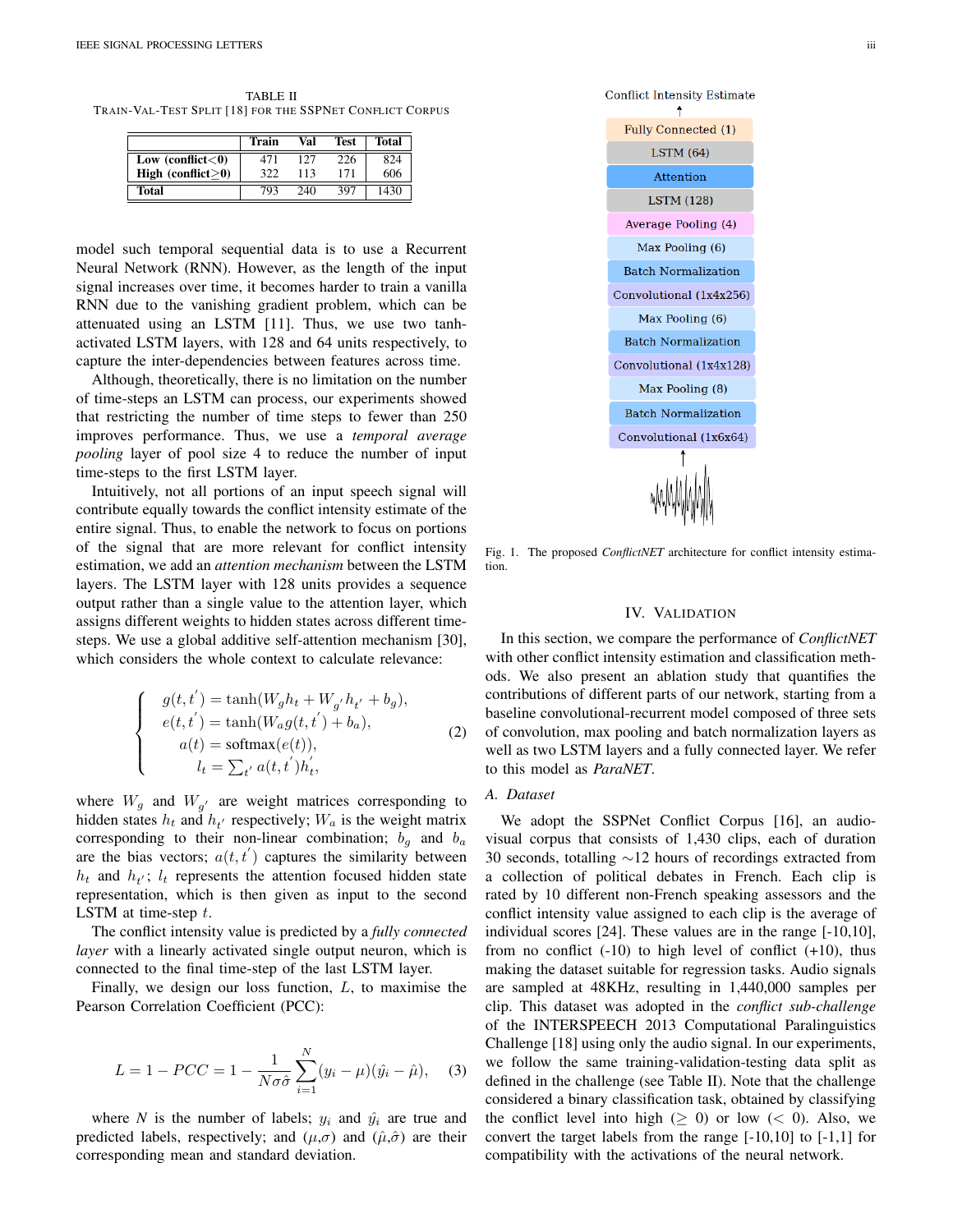TABLE II
TRAIN-VAL-TEST SPLIT [18] FOR THE SSPNET CONFLICT CORPUS

| | Train | Val | Test | Total |
|---|---|---|---|---|
| **Low (conflict<0)** | 471 | 127 | 226 | 824 |
| **High (conflict≥0)** | 322 | 113 | 171 | 606 |
| **Total** | 793 | 240 | 397 | 1430 |

model such temporal sequential data is to use a Recurrent Neural Network (RNN). However, as the length of the input signal increases over time, it becomes harder to train a vanilla RNN due to the vanishing gradient problem, which can be attenuated using an LSTM [11]. Thus, we use two tanh-activated LSTM layers, with 128 and 64 units respectively, to capture the inter-dependencies between features across time.

Although, theoretically, there is no limitation on the number of time-steps an LSTM can process, our experiments showed that restricting the number of time steps to fewer than 250 improves performance. Thus, we use a *temporal average pooling* layer of pool size 4 to reduce the number of input time-steps to the first LSTM layer.

Intuitively, not all portions of an input speech signal will contribute equally towards the conflict intensity estimate of the entire signal. Thus, to enable the network to focus on portions of the signal that are more relevant for conflict intensity estimation, we add an *attention mechanism* between the LSTM layers. The LSTM layer with 128 units provides a sequence output rather than a single value to the attention layer, which assigns different weights to hidden states across different time-steps. We use a global additive self-attention mechanism [30], which considers the whole context to calculate relevance:

$$\begin{cases} g(t,t^{'}) = \tanh(W_g h_t + W_{g^{'}} h_{t^{'}} + b_g), \\ e(t,t^{'}) = \tanh(W_a g(t,t^{'}) + b_a), \\ a(t) = \text{softmax}(e(t)), \\ l_t = \sum_{t^{'}} a(t,t^{'}) h_t^{'}, \end{cases} \quad (2)$$

where $W_g$ and $W_{g^{'}}$ are weight matrices corresponding to hidden states $h_t$ and $h_{t^{'}}$ respectively; $W_a$ is the weight matrix corresponding to their non-linear combination; $b_g$ and $b_a$ are the bias vectors; $a(t,t^{'})$ captures the similarity between $h_t$ and $h_{t^{'}}$; $l_t$ represents the attention focused hidden state representation, which is then given as input to the second LSTM layer at time-step $t$.

The conflict intensity value is predicted by a *fully connected layer* with a linearly activated single output neuron, which is connected to the final time-step of the last LSTM layer.

Finally, we design our loss function, $L$, to maximise the Pearson Correlation Coefficient (PCC):

$$L = 1 - PCC = 1 - \frac{1}{N\sigma\hat{\sigma}} \sum_{i=1}^{N} (y_i - \mu)(\hat{y}_i - \hat{\mu}), \quad (3)$$

where $N$ is the number of labels; $y_i$ and $\hat{y}_i$ are true and predicted labels, respectively; and $(\mu,\sigma)$ and $(\hat{\mu},\hat{\sigma})$ are their corresponding mean and standard deviation.

Conflict Intensity Estimate
↑
Fully Connected (1)
LSTM (64)
Attention
LSTM (128)
Average Pooling (4)
Max Pooling (6)
Batch Normalization
Convolutional (1x4x256)
Max Pooling (6)
Batch Normalization
Convolutional (1x4x128)
Max Pooling (8)
Batch Normalization
Convolutional (1x6x64)
↑

Fig. 1. The proposed *ConflictNET* architecture for conflict intensity estimation.

## IV. VALIDATION

In this section, we compare the performance of *ConflictNET* with other conflict intensity estimation and classification methods. We also present an ablation study that quantifies the contributions of different parts of our network, starting from a baseline convolutional-recurrent model composed of three sets of convolution, max pooling and batch normalization layers as well as two LSTM layers and a fully connected layer. We refer to this model as *ParaNET*.

### A. Dataset

We adopt the SSPNet Conflict Corpus [16], an audio-visual corpus that consists of 1,430 clips, each of duration 30 seconds, totalling ∼12 hours of recordings extracted from a collection of political debates in French. Each clip is rated by 10 different non-French speaking assessors and the conflict intensity value assigned to each clip is the average of individual scores [24]. These values are in the range [-10,10], from no conflict (-10) to high level of conflict (+10), thus making the dataset suitable for regression tasks. Audio signals are sampled at 48KHz, resulting in 1,440,000 samples per clip. This dataset was adopted in the *conflict sub-challenge* of the INTERSPEECH 2013 Computational Paralinguistics Challenge [18] using only the audio signal. In our experiments, we follow the same training-validation-testing data split as defined in the challenge (see Table II). Note that the challenge considered a binary classification task, obtained by classifying the conflict level into high ($\geq$ 0) or low ($<$ 0). Also, we convert the target labels from the range [-10,10] to [-1,1] for compatibility with the activations of the neural network.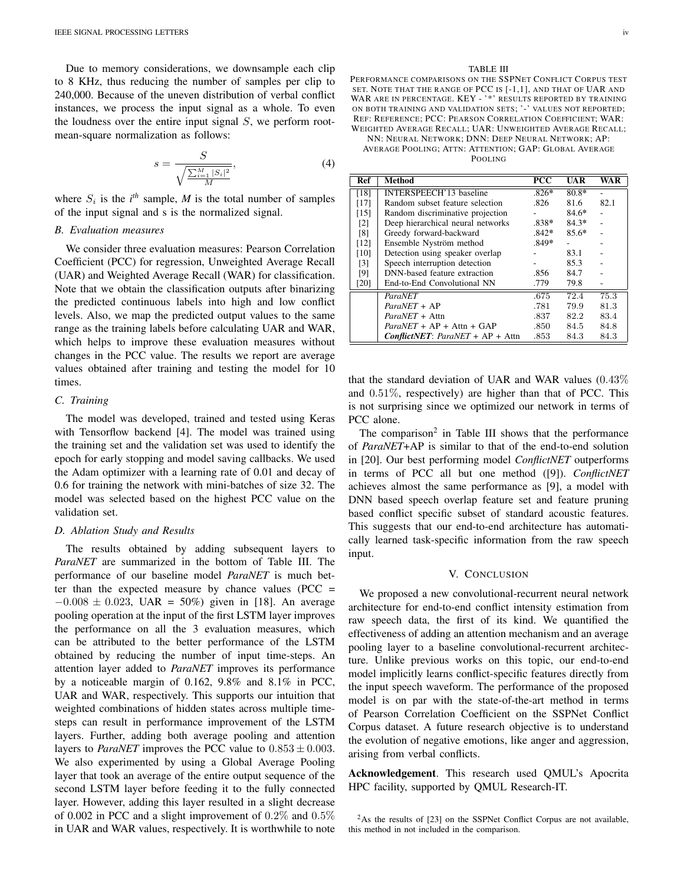Due to memory considerations, we downsample each clip to 8 KHz, thus reducing the number of samples per clip to 240,000. Because of the uneven distribution of verbal conflict instances, we process the input signal as a whole. To even the loudness over the entire input signal $S$, we perform root-mean-square normalization as follows:

$$s = \frac{S}{\sqrt{\frac{\sum_{i=1}^{M} |S_i|^2}{M}}}, \tag{4}$$

where $S_i$ is the $i^{th}$ sample, $M$ is the total number of samples of the input signal and s is the normalized signal.

### B. Evaluation measures

We consider three evaluation measures: Pearson Correlation Coefficient (PCC) for regression, Unweighted Average Recall (UAR) and Weighted Average Recall (WAR) for classification. Note that we obtain the classification outputs after binarizing the predicted continuous labels into high and low conflict levels. Also, we map the predicted output values to the same range as the training labels before calculating UAR and WAR, which helps to improve these evaluation measures without changes in the PCC value. The results we report are average values obtained after training and testing the model for 10 times.

### C. Training

The model was developed, trained and tested using Keras with Tensorflow backend [4]. The model was trained using the training set and the validation set was used to identify the epoch for early stopping and model saving callbacks. We used the Adam optimizer with a learning rate of 0.01 and decay of 0.6 for training the network with mini-batches of size 32. The model was selected based on the highest PCC value on the validation set.

### D. Ablation Study and Results

The results obtained by adding subsequent layers to *ParaNET* are summarized in the bottom of Table III. The performance of our baseline model *ParaNET* is much better than the expected measure by chance values (PCC = $-0.008 \pm 0.023$, UAR = 50%) given in [18]. An average pooling operation at the input of the first LSTM layer improves the performance on all the 3 evaluation measures, which can be attributed to the better performance of the LSTM obtained by reducing the number of input time-steps. An attention layer added to *ParaNET* improves its performance by a noticeable margin of 0.162, 9.8% and 8.1% in PCC, UAR and WAR, respectively. This supports our intuition that weighted combinations of hidden states across multiple time-steps can result in performance improvement of the LSTM layers. Further, adding both average pooling and attention layers to *ParaNET* improves the PCC value to $0.853 \pm 0.003$. We also experimented by using a Global Average Pooling layer that took an average of the entire output sequence of the second LSTM layer before feeding it to the fully connected layer. However, adding this layer resulted in a slight decrease of 0.002 in PCC and a slight improvement of $0.2\%$ and $0.5\%$ in UAR and WAR values, respectively. It is worthwhile to note that the standard deviation of UAR and WAR values ($0.43\%$ and $0.51\%$, respectively) are higher than that of PCC. This is not surprising since we optimized our network in terms of PCC alone.

TABLE III
PERFORMANCE COMPARISONS ON THE SSPNET CONFLICT CORPUS TEST SET. NOTE THAT THE RANGE OF PCC IS [-1,1], AND THAT OF UAR AND WAR ARE IN PERCENTAGE. KEY - '*' RESULTS REPORTED BY TRAINING ON BOTH TRAINING AND VALIDATION SETS; '-' VALUES NOT REPORTED; REF: REFERENCE; PCC: PEARSON CORRELATION COEFFICIENT; WAR: WEIGHTED AVERAGE RECALL; UAR: UNWEIGHTED AVERAGE RECALL; NN: NEURAL NETWORK; DNN: DEEP NEURAL NETWORK; AP: AVERAGE POOLING; ATTN: ATTENTION; GAP: GLOBAL AVERAGE POOLING

| Ref | Method | PCC | UAR | WAR |
|---|---|---|---|---|
| [18] | INTERSPEECH'13 baseline | .826* | 80.8* | - |
| [17] | Random subset feature selection | .826 | 81.6 | 82.1 |
| [15] | Random discriminative projection | - | 84.6* | - |
| [2] | Deep hierarchical neural networks | .838* | 84.3* | - |
| [8] | Greedy forward-backward | .842* | 85.6* | - |
| [12] | Ensemble Nyström method | .849* | - | - |
| [10] | Detection using speaker overlap | - | 83.1 | - |
| [3] | Speech interruption detection | - | 85.3 | - |
| [9] | DNN-based feature extraction | .856 | 84.7 | - |
| [20] | End-to-End Convolutional NN | .779 | 79.8 | - |
| | *ParaNET* | .675 | 72.4 | 75.3 |
| | *ParaNET* + AP | .781 | 79.9 | 81.3 |
| | *ParaNET* + Attn | .837 | 82.2 | 83.4 |
| | *ParaNET* + AP + Attn + GAP | .850 | 84.5 | 84.8 |
| | ***ConflictNET**: ParaNET* + AP + Attn | .853 | 84.3 | 84.3 |

The comparison[2] in Table III shows that the performance of *ParaNET*+AP is similar to that of the end-to-end solution in [20]. Our best performing model *ConflictNET* outperforms in terms of PCC all but one method ([9]). *ConflictNET* achieves almost the same performance as [9], a model with DNN based speech overlap feature set and feature pruning based conflict specific subset of standard acoustic features. This suggests that our end-to-end architecture has automatically learned task-specific information from the raw speech input.

## V. Conclusion

We proposed a new convolutional-recurrent neural network architecture for end-to-end conflict intensity estimation from raw speech data, the first of its kind. We quantified the effectiveness of adding an attention mechanism and an average pooling layer to a baseline convolutional-recurrent architecture. Unlike previous works on this topic, our end-to-end model implicitly learns conflict-specific features directly from the input speech waveform. The performance of the proposed model is on par with the state-of-the-art method in terms of Pearson Correlation Coefficient on the SSPNet Conflict Corpus dataset. A future research objective is to understand the evolution of negative emotions, like anger and aggression, arising from verbal conflicts.

**Acknowledgement**. This research used QMUL's Apocrita HPC facility, supported by QMUL Research-IT.

[2] As the results of [23] on the SSPNet Conflict Corpus are not available, this method in not included in the comparison.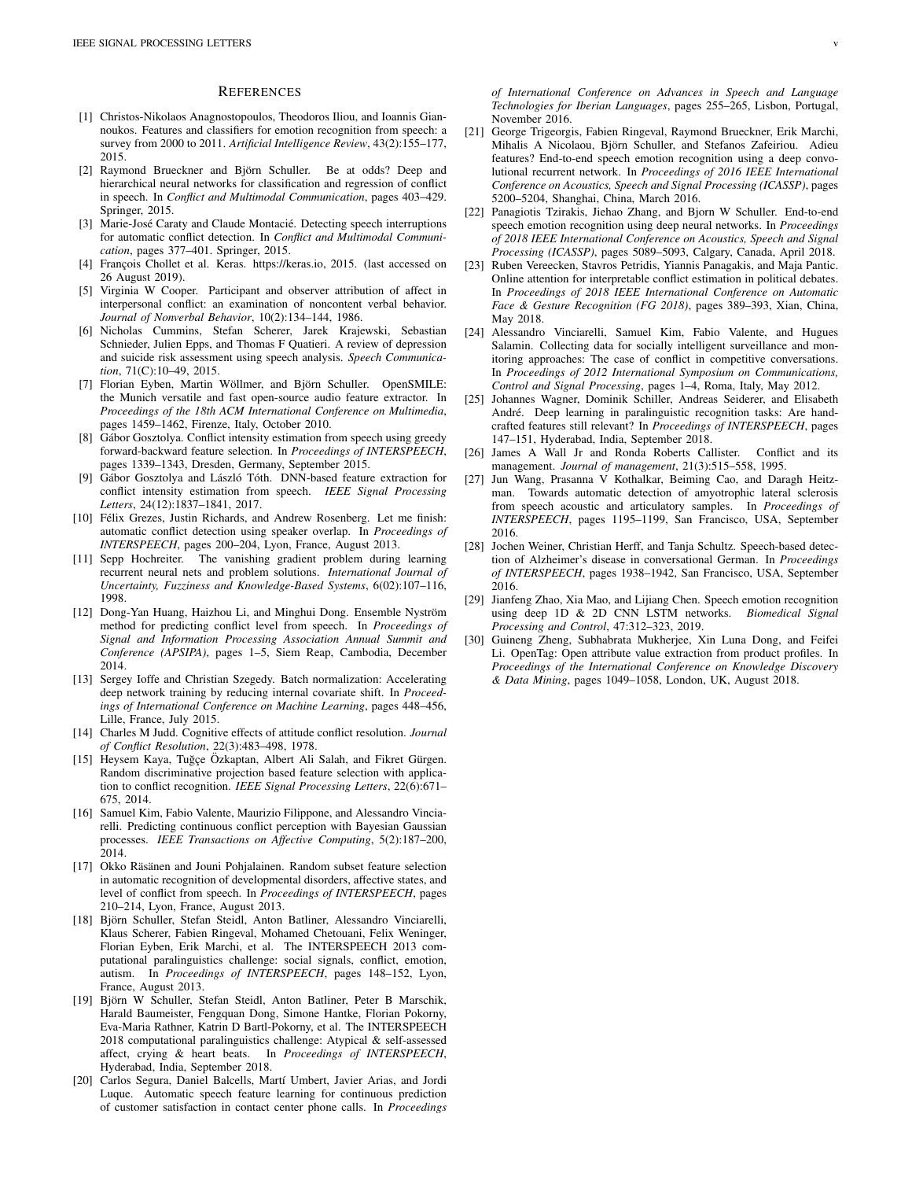## References

[1] Christos-Nikolaos Anagnostopoulos, Theodoros Iliou, and Ioannis Giannoukos. Features and classifiers for emotion recognition from speech: a survey from 2000 to 2011. *Artificial Intelligence Review*, 43(2):155–177, 2015.

[2] Raymond Brueckner and Björn Schuller. Be at odds? Deep and hierarchical neural networks for classification and regression of conflict in speech. In *Conflict and Multimodal Communication*, pages 403–429. Springer, 2015.

[3] Marie-José Caraty and Claude Montacié. Detecting speech interruptions for automatic conflict detection. In *Conflict and Multimodal Communication*, pages 377–401. Springer, 2015.

[4] François Chollet et al. Keras. https://keras.io, 2015. (last accessed on 26 August 2019).

[5] Virginia W Cooper. Participant and observer attribution of affect in interpersonal conflict: an examination of noncontent verbal behavior. *Journal of Nonverbal Behavior*, 10(2):134–144, 1986.

[6] Nicholas Cummins, Stefan Scherer, Jarek Krajewski, Sebastian Schnieder, Julien Epps, and Thomas F Quatieri. A review of depression and suicide risk assessment using speech analysis. *Speech Communication*, 71(C):10–49, 2015.

[7] Florian Eyben, Martin Wöllmer, and Björn Schuller. OpenSMILE: the Munich versatile and fast open-source audio feature extractor. In *Proceedings of the 18th ACM International Conference on Multimedia*, pages 1459–1462, Firenze, Italy, October 2010.

[8] Gábor Gosztolya. Conflict intensity estimation from speech using greedy forward-backward feature selection. In *Proceedings of INTERSPEECH*, pages 1339–1343, Dresden, Germany, September 2015.

[9] Gábor Gosztolya and László Tóth. DNN-based feature extraction for conflict intensity estimation from speech. *IEEE Signal Processing Letters*, 24(12):1837–1841, 2017.

[10] Félix Grezes, Justin Richards, and Andrew Rosenberg. Let me finish: automatic conflict detection using speaker overlap. In *Proceedings of INTERSPEECH*, pages 200–204, Lyon, France, August 2013.

[11] Sepp Hochreiter. The vanishing gradient problem during learning recurrent neural nets and problem solutions. *International Journal of Uncertainty, Fuzziness and Knowledge-Based Systems*, 6(02):107–116, 1998.

[12] Dong-Yan Huang, Haizhou Li, and Minghui Dong. Ensemble Nyström method for predicting conflict level from speech. In *Proceedings of Signal and Information Processing Association Annual Summit and Conference (APSIPA)*, pages 1–5, Siem Reap, Cambodia, December 2014.

[13] Sergey Ioffe and Christian Szegedy. Batch normalization: Accelerating deep network training by reducing internal covariate shift. In *Proceedings of International Conference on Machine Learning*, pages 448–456, Lille, France, July 2015.

[14] Charles M Judd. Cognitive effects of attitude conflict resolution. *Journal of Conflict Resolution*, 22(3):483–498, 1978.

[15] Heysem Kaya, Tuğçe Özkaptan, Albert Ali Salah, and Fikret Gürgen. Random discriminative projection based feature selection with application to conflict recognition. *IEEE Signal Processing Letters*, 22(6):671–675, 2014.

[16] Samuel Kim, Fabio Valente, Maurizio Filippone, and Alessandro Vinciarelli. Predicting continuous conflict perception with Bayesian Gaussian processes. *IEEE Transactions on Affective Computing*, 5(2):187–200, 2014.

[17] Okko Räsänen and Jouni Pohjalainen. Random subset feature selection in automatic recognition of developmental disorders, affective states, and level of conflict from speech. In *Proceedings of INTERSPEECH*, pages 210–214, Lyon, France, August 2013.

[18] Björn Schuller, Stefan Steidl, Anton Batliner, Alessandro Vinciarelli, Klaus Scherer, Fabien Ringeval, Mohamed Chetouani, Felix Weninger, Florian Eyben, Erik Marchi, et al. The INTERSPEECH 2013 computational paralinguistics challenge: social signals, conflict, emotion, autism. In *Proceedings of INTERSPEECH*, pages 148–152, Lyon, France, August 2013.

[19] Björn W Schuller, Stefan Steidl, Anton Batliner, Peter B Marschik, Harald Baumeister, Fengquan Dong, Simone Hantke, Florian Pokorny, Eva-Maria Rathner, Katrin D Bartl-Pokorny, et al. The INTERSPEECH 2018 computational paralinguistics challenge: Atypical & self-assessed affect, crying & heart beats. In *Proceedings of INTERSPEECH*, Hyderabad, India, September 2018.

[20] Carlos Segura, Daniel Balcells, Martí Umbert, Javier Arias, and Jordi Luque. Automatic speech feature learning for continuous prediction of customer satisfaction in contact center phone calls. In *Proceedings of International Conference on Advances in Speech and Language Technologies for Iberian Languages*, pages 255–265, Lisbon, Portugal, November 2016.

[21] George Trigeorgis, Fabien Ringeval, Raymond Brueckner, Erik Marchi, Mihalis A Nicolaou, Björn Schuller, and Stefanos Zafeiriou. Adieu features? End-to-end speech emotion recognition using a deep convolutional recurrent network. In *Proceedings of 2016 IEEE International Conference on Acoustics, Speech and Signal Processing (ICASSP)*, pages 5200–5204, Shanghai, China, March 2016.

[22] Panagiotis Tzirakis, Jiehao Zhang, and Bjorn W Schuller. End-to-end speech emotion recognition using deep neural networks. In *Proceedings of 2018 IEEE International Conference on Acoustics, Speech and Signal Processing (ICASSP)*, pages 5089–5093, Calgary, Canada, April 2018.

[23] Ruben Vereecken, Stavros Petridis, Yiannis Panagakis, and Maja Pantic. Online attention for interpretable conflict estimation in political debates. In *Proceedings of 2018 IEEE International Conference on Automatic Face & Gesture Recognition (FG 2018)*, pages 389–393, Xian, China, May 2018.

[24] Alessandro Vinciarelli, Samuel Kim, Fabio Valente, and Hugues Salamin. Collecting data for socially intelligent surveillance and monitoring approaches: The case of conflict in competitive conversations. In *Proceedings of 2012 International Symposium on Communications, Control and Signal Processing*, pages 1–4, Roma, Italy, May 2012.

[25] Johannes Wagner, Dominik Schiller, Andreas Seiderer, and Elisabeth André. Deep learning in paralinguistic recognition tasks: Are hand-crafted features still relevant? In *Proceedings of INTERSPEECH*, pages 147–151, Hyderabad, India, September 2018.

[26] James A Wall Jr and Ronda Roberts Callister. Conflict and its management. *Journal of management*, 21(3):515–558, 1995.

[27] Jun Wang, Prasanna V Kothalkar, Beiming Cao, and Daragh Heitzman. Towards automatic detection of amyotrophic lateral sclerosis from speech acoustic and articulatory samples. In *Proceedings of INTERSPEECH*, pages 1195–1199, San Francisco, USA, September 2016.

[28] Jochen Weiner, Christian Herff, and Tanja Schultz. Speech-based detection of Alzheimer's disease in conversational German. In *Proceedings of INTERSPEECH*, pages 1938–1942, San Francisco, USA, September 2016.

[29] Jianfeng Zhao, Xia Mao, and Lijiang Chen. Speech emotion recognition using deep 1D & 2D CNN LSTM networks. *Biomedical Signal Processing and Control*, 47:312–323, 2019.

[30] Guineng Zheng, Subhabrata Mukherjee, Xin Luna Dong, and Feifei Li. OpenTag: Open attribute value extraction from product profiles. In *Proceedings of the International Conference on Knowledge Discovery & Data Mining*, pages 1049–1058, London, UK, August 2018.